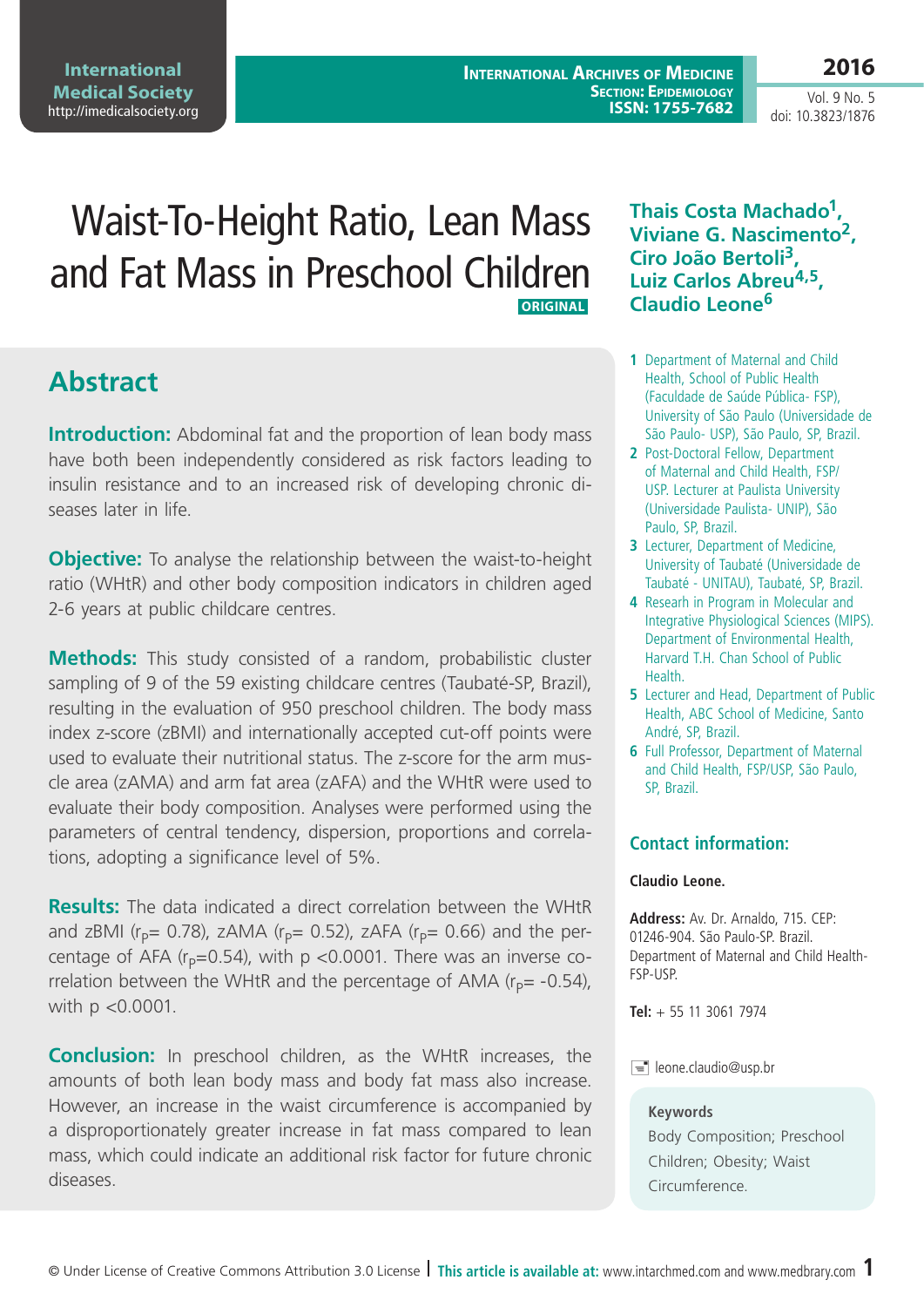# Waist-To-Height Ratio, Lean Mass and Fat Mass in Preschool Children

ORIGINAL

**Thais Costa Machado[1], Viviane G. Nascimento[2], Ciro João Bertoli[3], Luiz Carlos Abreu[4,5], Claudio Leone[6]**

1 Department of Maternal and Child Health, School of Public Health (Faculdade de Saúde Pública- FSP), University of São Paulo (Universidade de São Paulo- USP), São Paulo, SP, Brazil.

2 Post-Doctoral Fellow, Department of Maternal and Child Health, FSP/USP. Lecturer at Paulista University (Universidade Paulista- UNIP), São Paulo, SP, Brazil.

3 Lecturer, Department of Medicine, University of Taubaté (Universidade de Taubaté - UNITAU), Taubaté, SP, Brazil.

4 Researh in Program in Molecular and Integrative Physiological Sciences (MIPS). Department of Environmental Health, Harvard T.H. Chan School of Public Health.

5 Lecturer and Head, Department of Public Health, ABC School of Medicine, Santo André, SP, Brazil.

6 Full Professor, Department of Maternal and Child Health, FSP/USP, São Paulo, SP, Brazil.

## Abstract

**Introduction:** Abdominal fat and the proportion of lean body mass have both been independently considered as risk factors leading to insulin resistance and to an increased risk of developing chronic diseases later in life.

**Objective:** To analyse the relationship between the waist-to-height ratio (WHtR) and other body composition indicators in children aged 2-6 years at public childcare centres.

**Methods:** This study consisted of a random, probabilistic cluster sampling of 9 of the 59 existing childcare centres (Taubaté-SP, Brazil), resulting in the evaluation of 950 preschool children. The body mass index z-score (zBMI) and internationally accepted cut-off points were used to evaluate their nutritional status. The z-score for the arm muscle area (zAMA) and arm fat area (zAFA) and the WHtR were used to evaluate their body composition. Analyses were performed using the parameters of central tendency, dispersion, proportions and correlations, adopting a significance level of 5%.

**Results:** The data indicated a direct correlation between the WHtR and zBMI ($r_P$= 0.78), zAMA ($r_P$= 0.52), zAFA ($r_P$= 0.66) and the percentage of AFA ($r_P$=0.54), with p <0.0001. There was an inverse correlation between the WHtR and the percentage of AMA ($r_P$= -0.54), with p <0.0001.

**Conclusion:** In preschool children, as the WHtR increases, the amounts of both lean body mass and body fat mass also increase. However, an increase in the waist circumference is accompanied by a disproportionately greater increase in fat mass compared to lean mass, which could indicate an additional risk factor for future chronic diseases.

### Contact information:

**Claudio Leone.**

**Address:** Av. Dr. Arnaldo, 715. CEP: 01246-904. São Paulo-SP. Brazil. Department of Maternal and Child Health- FSP-USP.

**Tel:** + 55 11 3061 7974

leone.claudio@usp.br

**Keywords**

Body Composition; Preschool Children; Obesity; Waist Circumference.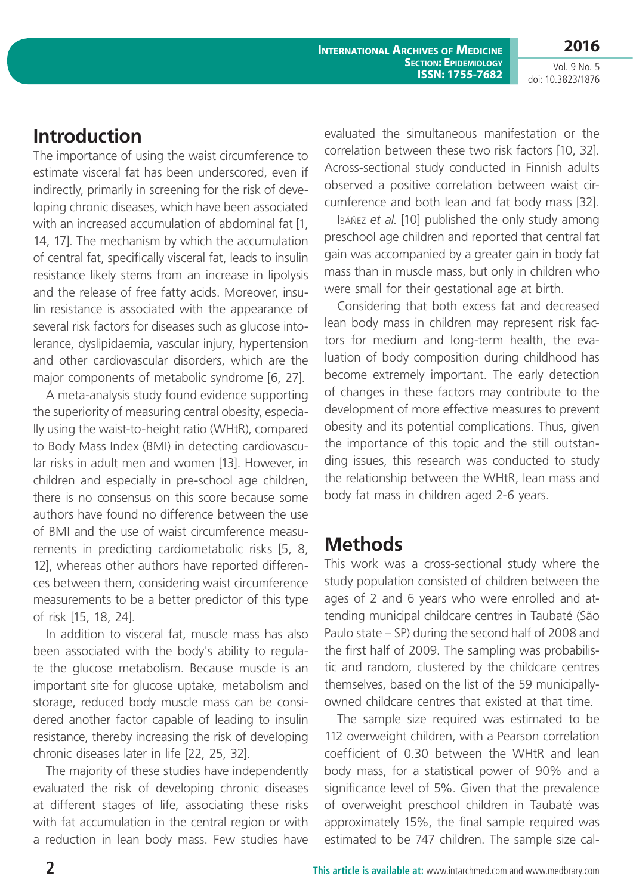## Introduction

The importance of using the waist circumference to estimate visceral fat has been underscored, even if indirectly, primarily in screening for the risk of developing chronic diseases, which have been associated with an increased accumulation of abdominal fat [1, 14, 17]. The mechanism by which the accumulation of central fat, specifically visceral fat, leads to insulin resistance likely stems from an increase in lipolysis and the release of free fatty acids. Moreover, insulin resistance is associated with the appearance of several risk factors for diseases such as glucose intolerance, dyslipidaemia, vascular injury, hypertension and other cardiovascular disorders, which are the major components of metabolic syndrome [6, 27].

A meta-analysis study found evidence supporting the superiority of measuring central obesity, especially using the waist-to-height ratio (WHtR), compared to Body Mass Index (BMI) in detecting cardiovascular risks in adult men and women [13]. However, in children and especially in pre-school age children, there is no consensus on this score because some authors have found no difference between the use of BMI and the use of waist circumference measurements in predicting cardiometabolic risks [5, 8, 12], whereas other authors have reported differences between them, considering waist circumference measurements to be a better predictor of this type of risk [15, 18, 24].

In addition to visceral fat, muscle mass has also been associated with the body's ability to regulate the glucose metabolism. Because muscle is an important site for glucose uptake, metabolism and storage, reduced body muscle mass can be considered another factor capable of leading to insulin resistance, thereby increasing the risk of developing chronic diseases later in life [22, 25, 32].

The majority of these studies have independently evaluated the risk of developing chronic diseases at different stages of life, associating these risks with fat accumulation in the central region or with a reduction in lean body mass. Few studies have evaluated the simultaneous manifestation or the correlation between these two risk factors [10, 32]. Across-sectional study conducted in Finnish adults observed a positive correlation between waist circumference and both lean and fat body mass [32].

Ibáñez *et al.* [10] published the only study among preschool age children and reported that central fat gain was accompanied by a greater gain in body fat mass than in muscle mass, but only in children who were small for their gestational age at birth.

Considering that both excess fat and decreased lean body mass in children may represent risk factors for medium and long-term health, the evaluation of body composition during childhood has become extremely important. The early detection of changes in these factors may contribute to the development of more effective measures to prevent obesity and its potential complications. Thus, given the importance of this topic and the still outstanding issues, this research was conducted to study the relationship between the WHtR, lean mass and body fat mass in children aged 2-6 years.

## Methods

This work was a cross-sectional study where the study population consisted of children between the ages of 2 and 6 years who were enrolled and attending municipal childcare centres in Taubaté (São Paulo state – SP) during the second half of 2008 and the first half of 2009. The sampling was probabilistic and random, clustered by the childcare centres themselves, based on the list of the 59 municipally-owned childcare centres that existed at that time.

The sample size required was estimated to be 112 overweight children, with a Pearson correlation coefficient of 0.30 between the WHtR and lean body mass, for a statistical power of 90% and a significance level of 5%. Given that the prevalence of overweight preschool children in Taubaté was approximately 15%, the final sample required was estimated to be 747 children. The sample size cal-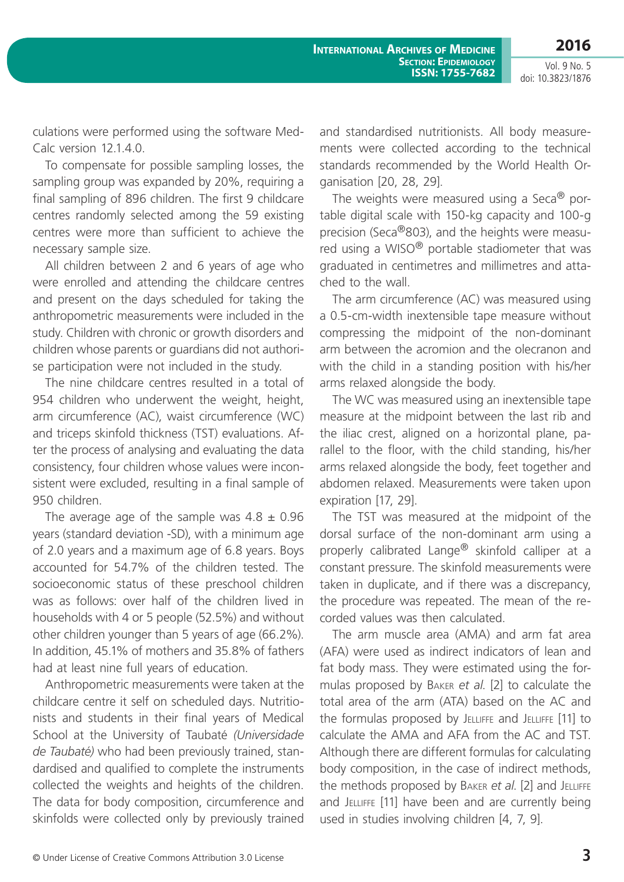culations were performed using the software MedCalc version 12.1.4.0.

To compensate for possible sampling losses, the sampling group was expanded by 20%, requiring a final sampling of 896 children. The first 9 childcare centres randomly selected among the 59 existing centres were more than sufficient to achieve the necessary sample size.

All children between 2 and 6 years of age who were enrolled and attending the childcare centres and present on the days scheduled for taking the anthropometric measurements were included in the study. Children with chronic or growth disorders and children whose parents or guardians did not authorise participation were not included in the study.

The nine childcare centres resulted in a total of 954 children who underwent the weight, height, arm circumference (AC), waist circumference (WC) and triceps skinfold thickness (TST) evaluations. After the process of analysing and evaluating the data consistency, four children whose values were inconsistent were excluded, resulting in a final sample of 950 children.

The average age of the sample was 4.8 ± 0.96 years (standard deviation -SD), with a minimum age of 2.0 years and a maximum age of 6.8 years. Boys accounted for 54.7% of the children tested. The socioeconomic status of these preschool children was as follows: over half of the children lived in households with 4 or 5 people (52.5%) and without other children younger than 5 years of age (66.2%). In addition, 45.1% of mothers and 35.8% of fathers had at least nine full years of education.

Anthropometric measurements were taken at the childcare centre it self on scheduled days. Nutritionists and students in their final years of Medical School at the University of Taubaté *(Universidade de Taubaté)* who had been previously trained, standardised and qualified to complete the instruments collected the weights and heights of the children. The data for body composition, circumference and skinfolds were collected only by previously trained and standardised nutritionists. All body measurements were collected according to the technical standards recommended by the World Health Organisation [20, 28, 29].

The weights were measured using a Seca® portable digital scale with 150-kg capacity and 100-g precision (Seca®803), and the heights were measured using a WISO® portable stadiometer that was graduated in centimetres and millimetres and attached to the wall.

The arm circumference (AC) was measured using a 0.5-cm-width inextensible tape measure without compressing the midpoint of the non-dominant arm between the acromion and the olecranon and with the child in a standing position with his/her arms relaxed alongside the body.

The WC was measured using an inextensible tape measure at the midpoint between the last rib and the iliac crest, aligned on a horizontal plane, parallel to the floor, with the child standing, his/her arms relaxed alongside the body, feet together and abdomen relaxed. Measurements were taken upon expiration [17, 29].

The TST was measured at the midpoint of the dorsal surface of the non-dominant arm using a properly calibrated Lange® skinfold calliper at a constant pressure. The skinfold measurements were taken in duplicate, and if there was a discrepancy, the procedure was repeated. The mean of the recorded values was then calculated.

The arm muscle area (AMA) and arm fat area (AFA) were used as indirect indicators of lean and fat body mass. They were estimated using the formulas proposed by Baker *et al.* [2] to calculate the total area of the arm (ATA) based on the AC and the formulas proposed by Jelliffe and Jelliffe [11] to calculate the AMA and AFA from the AC and TST. Although there are different formulas for calculating body composition, in the case of indirect methods, the methods proposed by Baker *et al.* [2] and Jelliffe and Jelliffe [11] have been and are currently being used in studies involving children [4, 7, 9].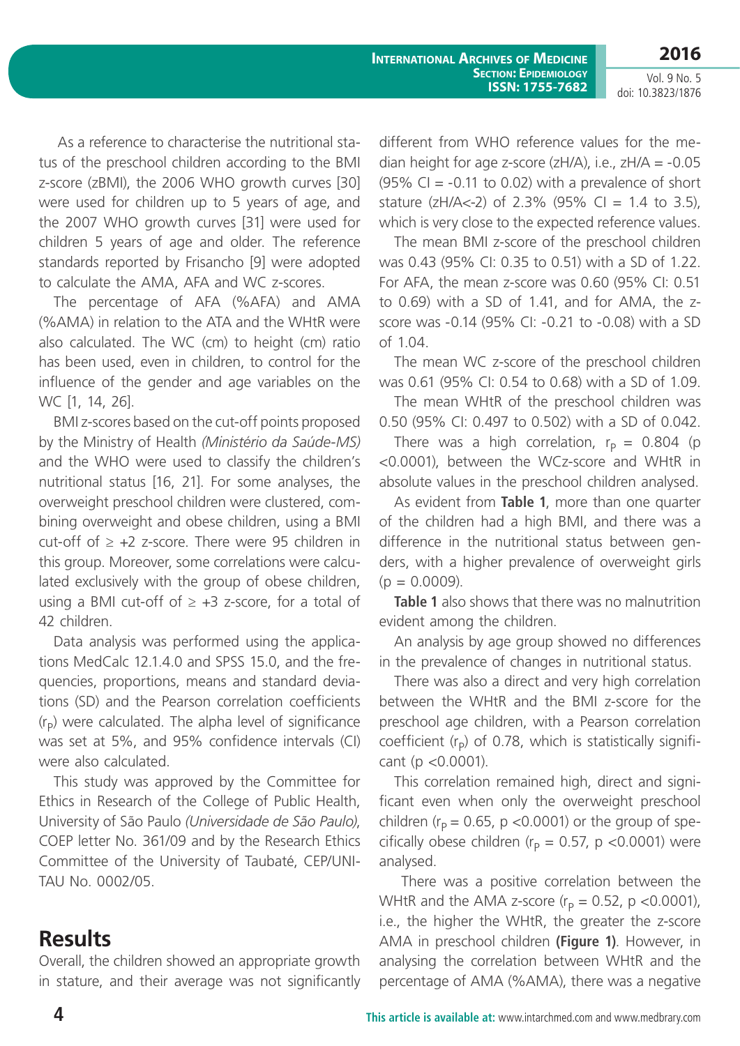As a reference to characterise the nutritional status of the preschool children according to the BMI z-score (zBMI), the 2006 WHO growth curves [30] were used for children up to 5 years of age, and the 2007 WHO growth curves [31] were used for children 5 years of age and older. The reference standards reported by Frisancho [9] were adopted to calculate the AMA, AFA and WC z-scores.

The percentage of AFA (%AFA) and AMA (%AMA) in relation to the ATA and the WHtR were also calculated. The WC (cm) to height (cm) ratio has been used, even in children, to control for the influence of the gender and age variables on the WC [1, 14, 26].

BMI z-scores based on the cut-off points proposed by the Ministry of Health *(Ministério da Saúde-MS)* and the WHO were used to classify the children's nutritional status [16, 21]. For some analyses, the overweight preschool children were clustered, combining overweight and obese children, using a BMI cut-off of ≥ +2 z-score. There were 95 children in this group. Moreover, some correlations were calculated exclusively with the group of obese children, using a BMI cut-off of ≥ +3 z-score, for a total of 42 children.

Data analysis was performed using the applications MedCalc 12.1.4.0 and SPSS 15.0, and the frequencies, proportions, means and standard deviations (SD) and the Pearson correlation coefficients ($r_P$) were calculated. The alpha level of significance was set at 5%, and 95% confidence intervals (CI) were also calculated.

This study was approved by the Committee for Ethics in Research of the College of Public Health, University of São Paulo *(Universidade de São Paulo)*, COEP letter No. 361/09 and by the Research Ethics Committee of the University of Taubaté, CEP/UNITAU No. 0002/05.

## Results

Overall, the children showed an appropriate growth in stature, and their average was not significantly different from WHO reference values for the median height for age z-score (zH/A), i.e., zH/A = -0.05 (95% CI = -0.11 to 0.02) with a prevalence of short stature (zH/A<-2) of 2.3% (95% CI = 1.4 to 3.5), which is very close to the expected reference values.

The mean BMI z-score of the preschool children was 0.43 (95% CI: 0.35 to 0.51) with a SD of 1.22. For AFA, the mean z-score was 0.60 (95% CI: 0.51 to 0.69) with a SD of 1.41, and for AMA, the z-score was -0.14 (95% CI: -0.21 to -0.08) with a SD of 1.04.

The mean WC z-score of the preschool children was 0.61 (95% CI: 0.54 to 0.68) with a SD of 1.09.

The mean WHtR of the preschool children was 0.50 (95% CI: 0.497 to 0.502) with a SD of 0.042.

There was a high correlation, $r_P$ = 0.804 ($p$ <0.0001), between the WCz-score and WHtR in absolute values in the preschool children analysed.

As evident from **Table 1**, more than one quarter of the children had a high BMI, and there was a difference in the nutritional status between genders, with a higher prevalence of overweight girls ($p$ = 0.0009).

**Table 1** also shows that there was no malnutrition evident among the children.

An analysis by age group showed no differences in the prevalence of changes in nutritional status.

There was also a direct and very high correlation between the WHtR and the BMI z-score for the preschool age children, with a Pearson correlation coefficient ($r_P$) of 0.78, which is statistically significant ($p$ <0.0001).

This correlation remained high, direct and significant even when only the overweight preschool children ($r_P$ = 0.65, $p$ <0.0001) or the group of specifically obese children ($r_P$ = 0.57, $p$ <0.0001) were analysed.

There was a positive correlation between the WHtR and the AMA z-score ($r_P$ = 0.52, $p$ <0.0001), i.e., the higher the WHtR, the greater the z-score AMA in preschool children **(Figure 1)**. However, in analysing the correlation between WHtR and the percentage of AMA (%AMA), there was a negative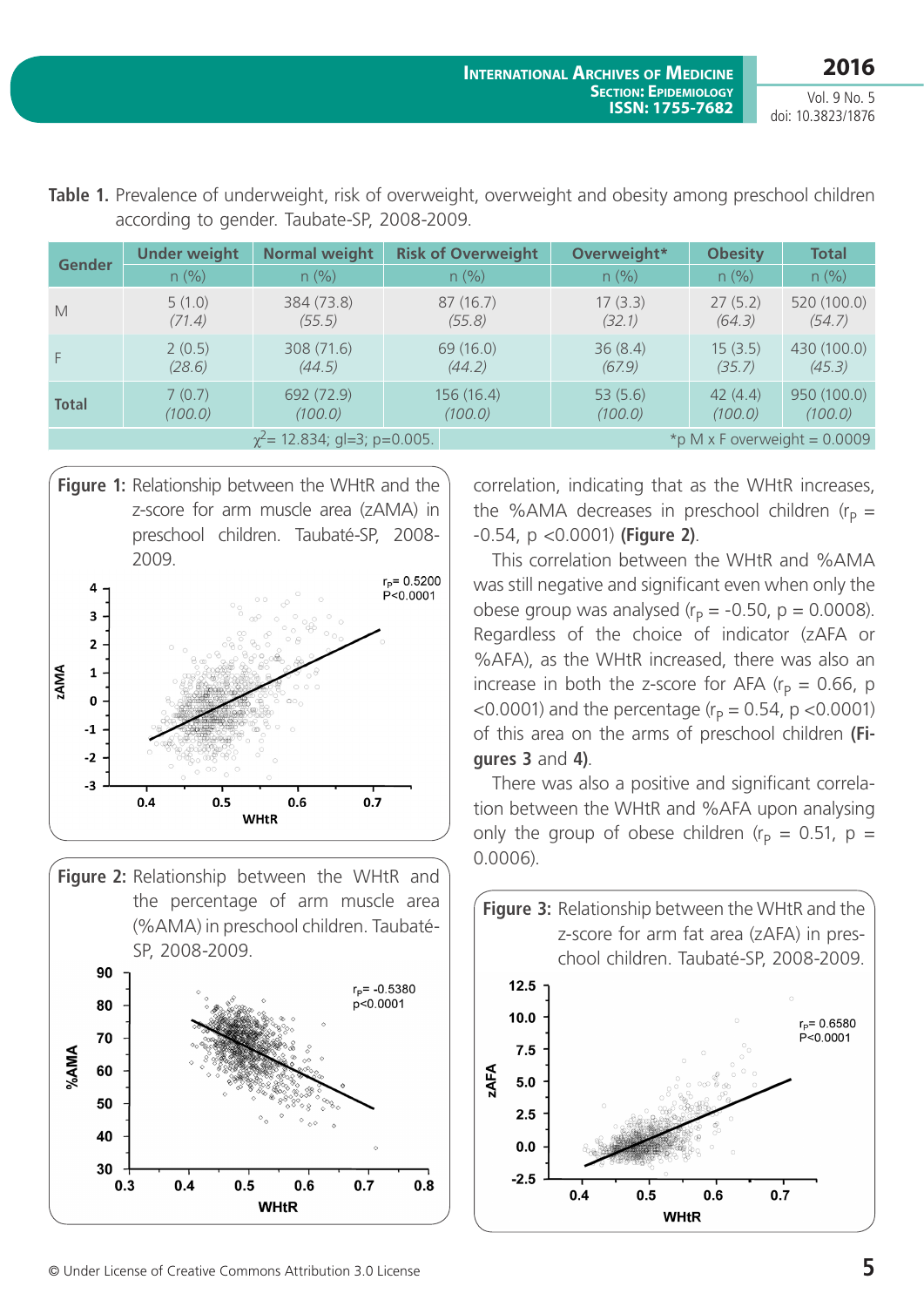**Table 1.** Prevalence of underweight, risk of overweight, overweight and obesity among preschool children according to gender. Taubate-SP, 2008-2009.

| Gender | Under weight | Normal weight | Risk of Overweight | Overweight* | Obesity | Total |
|---|---|---|---|---|---|---|
| | n (%) | n (%) | n (%) | n (%) | n (%) | n (%) |
| M | 5 (1.0) *(71.4)* | 384 (73.8) *(55.5)* | 87 (16.7) *(55.8)* | 17 (3.3) *(32.1)* | 27 (5.2) *(64.3)* | 520 (100.0) *(54.7)* |
| F | 2 (0.5) *(28.6)* | 308 (71.6) *(44.5)* | 69 (16.0) *(44.2)* | 36 (8.4) *(67.9)* | 15 (3.5) *(35.7)* | 430 (100.0) *(45.3)* |
| **Total** | 7 (0.7) *(100.0)* | 692 (72.9) *(100.0)* | 156 (16.4) *(100.0)* | 53 (5.6) *(100.0)* | 42 (4.4) *(100.0)* | 950 (100.0) *(100.0)* |

$\chi^2$= 12.834; gl=3; p=0.005. *p M x F overweight = 0.0009

**Figure 1:** Relationship between the WHtR and the z-score for arm muscle area (zAMA) in preschool children. Taubaté-SP, 2008-2009.

**Figure 2:** Relationship between the WHtR and the percentage of arm muscle area (%AMA) in preschool children. Taubaté-SP, 2008-2009.

correlation, indicating that as the WHtR increases, the %AMA decreases in preschool children ($r_P$ = -0.54, p <0.0001) **(Figure 2)**.

This correlation between the WHtR and %AMA was still negative and significant even when only the obese group was analysed ($r_P$ = -0.50, p = 0.0008). Regardless of the choice of indicator (zAFA or %AFA), as the WHtR increased, there was also an increase in both the z-score for AFA ($r_P$ = 0.66, p <0.0001) and the percentage ($r_P$ = 0.54, p <0.0001) of this area on the arms of preschool children **(Figures 3** and **4)**.

There was also a positive and significant correlation between the WHtR and %AFA upon analysing only the group of obese children ($r_P$ = 0.51, p = 0.0006).

**Figure 3:** Relationship between the WHtR and the z-score for arm fat area (zAFA) in preschool children. Taubaté-SP, 2008-2009.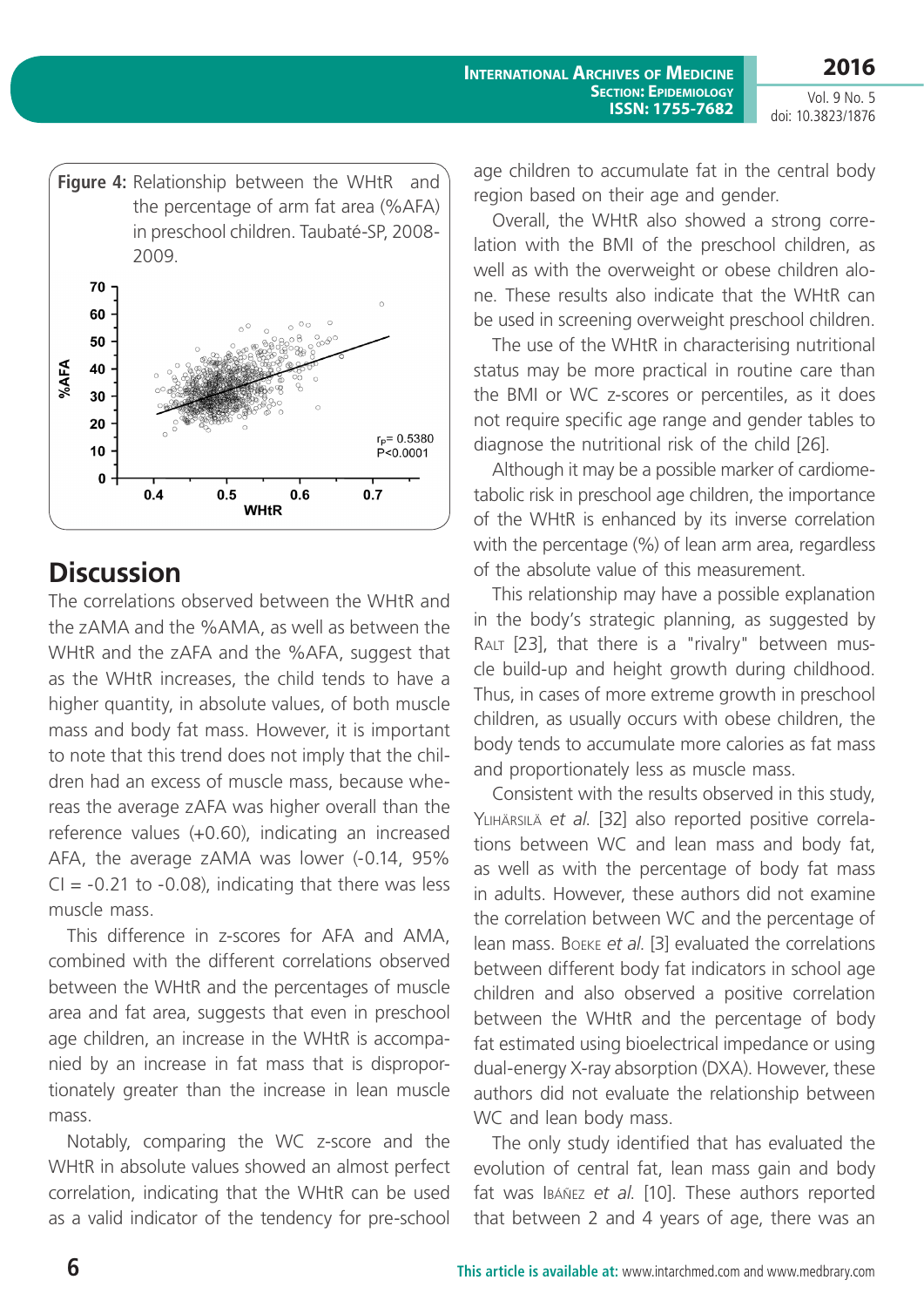**Figure 4:** Relationship between the WHtR and the percentage of arm fat area (%AFA) in preschool children. Taubaté-SP, 2008-2009.

## Discussion

The correlations observed between the WHtR and the zAMA and the %AMA, as well as between the WHtR and the zAFA and the %AFA, suggest that as the WHtR increases, the child tends to have a higher quantity, in absolute values, of both muscle mass and body fat mass. However, it is important to note that this trend does not imply that the children had an excess of muscle mass, because whereas the average zAFA was higher overall than the reference values (+0.60), indicating an increased AFA, the average zAMA was lower (-0.14, 95% CI = -0.21 to -0.08), indicating that there was less muscle mass.

This difference in z-scores for AFA and AMA, combined with the different correlations observed between the WHtR and the percentages of muscle area and fat area, suggests that even in preschool age children, an increase in the WHtR is accompanied by an increase in fat mass that is disproportionately greater than the increase in lean muscle mass.

Notably, comparing the WC z-score and the WHtR in absolute values showed an almost perfect correlation, indicating that the WHtR can be used as a valid indicator of the tendency for pre-school age children to accumulate fat in the central body region based on their age and gender.

Overall, the WHtR also showed a strong correlation with the BMI of the preschool children, as well as with the overweight or obese children alone. These results also indicate that the WHtR can be used in screening overweight preschool children.

The use of the WHtR in characterising nutritional status may be more practical in routine care than the BMI or WC z-scores or percentiles, as it does not require specific age range and gender tables to diagnose the nutritional risk of the child [26].

Although it may be a possible marker of cardiometabolic risk in preschool age children, the importance of the WHtR is enhanced by its inverse correlation with the percentage (%) of lean arm area, regardless of the absolute value of this measurement.

This relationship may have a possible explanation in the body's strategic planning, as suggested by Ralt [23], that there is a "rivalry" between muscle build-up and height growth during childhood. Thus, in cases of more extreme growth in preschool children, as usually occurs with obese children, the body tends to accumulate more calories as fat mass and proportionately less as muscle mass.

Consistent with the results observed in this study, Ylihärsilä *et al.* [32] also reported positive correlations between WC and lean mass and body fat, as well as with the percentage of body fat mass in adults. However, these authors did not examine the correlation between WC and the percentage of lean mass. Boeke *et al.* [3] evaluated the correlations between different body fat indicators in school age children and also observed a positive correlation between the WHtR and the percentage of body fat estimated using bioelectrical impedance or using dual-energy X-ray absorption (DXA). However, these authors did not evaluate the relationship between WC and lean body mass.

The only study identified that has evaluated the evolution of central fat, lean mass gain and body fat was Ibáñez *et al.* [10]. These authors reported that between 2 and 4 years of age, there was an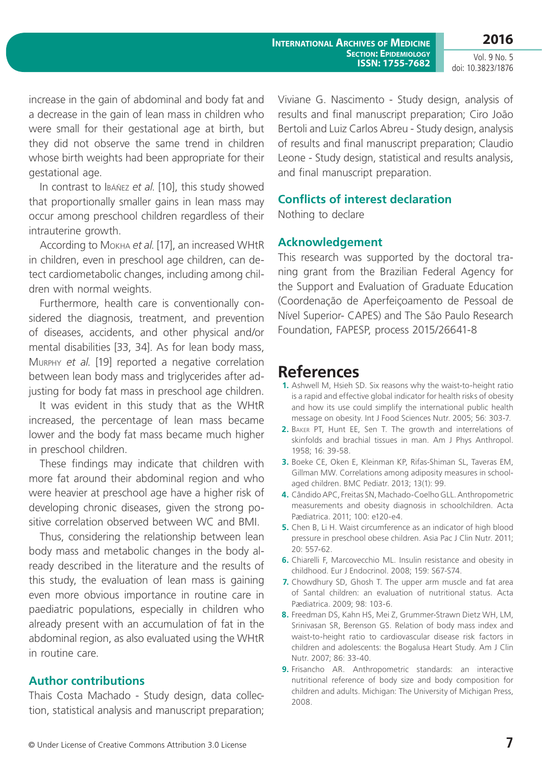increase in the gain of abdominal and body fat and a decrease in the gain of lean mass in children who were small for their gestational age at birth, but they did not observe the same trend in children whose birth weights had been appropriate for their gestational age.

In contrast to Ibáñez *et al*. [10], this study showed that proportionally smaller gains in lean mass may occur among preschool children regardless of their intrauterine growth.

According to Mokha *et al*. [17], an increased WHtR in children, even in preschool age children, can detect cardiometabolic changes, including among children with normal weights.

Furthermore, health care is conventionally considered the diagnosis, treatment, and prevention of diseases, accidents, and other physical and/or mental disabilities [33, 34]. As for lean body mass, Murphy *et al*. [19] reported a negative correlation between lean body mass and triglycerides after adjusting for body fat mass in preschool age children.

It was evident in this study that as the WHtR increased, the percentage of lean mass became lower and the body fat mass became much higher in preschool children.

These findings may indicate that children with more fat around their abdominal region and who were heavier at preschool age have a higher risk of developing chronic diseases, given the strong positive correlation observed between WC and BMI.

Thus, considering the relationship between lean body mass and metabolic changes in the body already described in the literature and the results of this study, the evaluation of lean mass is gaining even more obvious importance in routine care in paediatric populations, especially in children who already present with an accumulation of fat in the abdominal region, as also evaluated using the WHtR in routine care.

## Author contributions

Thais Costa Machado - Study design, data collection, statistical analysis and manuscript preparation; Viviane G. Nascimento - Study design, analysis of results and final manuscript preparation; Ciro João Bertoli and Luiz Carlos Abreu - Study design, analysis of results and final manuscript preparation; Claudio Leone - Study design, statistical and results analysis, and final manuscript preparation.

## Conflicts of interest declaration

Nothing to declare

## Acknowledgement

This research was supported by the doctoral traning grant from the Brazilian Federal Agency for the Support and Evaluation of Graduate Education (Coordenação de Aperfeiçoamento de Pessoal de Nível Superior- CAPES) and The São Paulo Research Foundation, FAPESP, process 2015/26641-8

# References

1. Ashwell M, Hsieh SD. Six reasons why the waist-to-height ratio is a rapid and effective global indicator for health risks of obesity and how its use could simplify the international public health message on obesity. Int J Food Sciences Nutr. 2005; 56: 303-7.
2. Baker PT, Hunt EE, Sen T. The growth and interrelations of skinfolds and brachial tissues in man. Am J Phys Anthropol. 1958; 16: 39-58.
3. Boeke CE, Oken E, Kleinman KP, Rifas-Shiman SL, Taveras EM, Gillman MW. Correlations among adiposity measures in school-aged children. BMC Pediatr. 2013; 13(1): 99.
4. Cândido APC, Freitas SN, Machado-Coelho GLL. Anthropometric measurements and obesity diagnosis in schoolchildren. Acta Pædiatrica. 2011; 100: e120-e4.
5. Chen B, Li H. Waist circumference as an indicator of high blood pressure in preschool obese children. Asia Pac J Clin Nutr. 2011; 20: 557-62.
6. Chiarelli F, Marcovecchio ML. Insulin resistance and obesity in childhood. Eur J Endocrinol. 2008; 159: S67-S74.
7. Chowdhury SD, Ghosh T. The upper arm muscle and fat area of Santal children: an evaluation of nutritional status. Acta Pædiatrica. 2009; 98: 103-6.
8. Freedman DS, Kahn HS, Mei Z, Grummer-Strawn Dietz WH, LM, Srinivasan SR, Berenson GS. Relation of body mass index and waist-to-height ratio to cardiovascular disease risk factors in children and adolescents: the Bogalusa Heart Study. Am J Clin Nutr. 2007; 86: 33-40.
9. Frisancho AR. Anthropometric standards: an interactive nutritional reference of body size and body composition for children and adults. Michigan: The University of Michigan Press, 2008.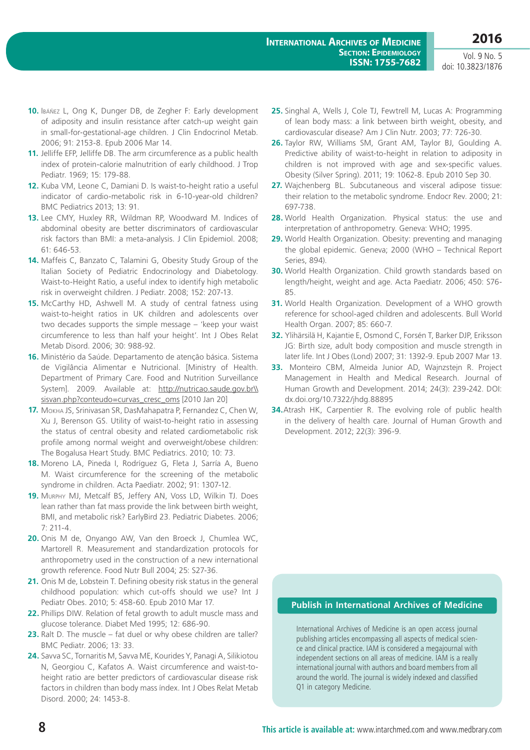10. Ibáñez L, Ong K, Dunger DB, de Zegher F: Early development of adiposity and insulin resistance after catch-up weight gain in small-for-gestational-age children. J Clin Endocrinol Metab. 2006; 91: 2153-8. Epub 2006 Mar 14.
11. Jelliffe EFP, Jelliffe DB. The arm circumference as a public health index of protein-calorie malnutrition of early childhood. J Trop Pediatr. 1969; 15: 179-88.
12. Kuba VM, Leone C, Damiani D. Is waist-to-height ratio a useful indicator of cardio-metabolic risk in 6-10-year-old children? BMC Pediatrics 2013; 13: 91.
13. Lee CMY, Huxley RR, Wildman RP, Woodward M. Indices of abdominal obesity are better discriminators of cardiovascular risk factors than BMI: a meta-analysis. J Clin Epidemiol. 2008; 61: 646-53.
14. Maffeis C, Banzato C, Talamini G, Obesity Study Group of the Italian Society of Pediatric Endocrinology and Diabetology. Waist-to-Height Ratio, a useful index to identify high metabolic risk in overweight children. J Pediatr. 2008; 152: 207-13.
15. McCarthy HD, Ashwell M. A study of central fatness using waist-to-height ratios in UK children and adolescents over two decades supports the simple message – 'keep your waist circumference to less than half your height'. Int J Obes Relat Metab Disord. 2006; 30: 988-92.
16. Ministério da Saúde. Departamento de atenção básica. Sistema de Vigilância Alimentar e Nutricional. [Ministry of Health. Department of Primary Care. Food and Nutrition Surveillance System]. 2009. Available at: http://nutricao.saude.gov.br\\sisvan.php?conteudo=curvas_cresc_oms [2010 Jan 20]
17. Mokha JS, Srinivasan SR, DasMahapatra P, Fernandez C, Chen W, Xu J, Berenson GS. Utility of waist-to-height ratio in assessing the status of central obesity and related cardiometabolic risk profile among normal weight and overweight/obese children: The Bogalusa Heart Study. BMC Pediatrics. 2010; 10: 73.
18. Moreno LA, Pineda I, Rodríguez G, Fleta J, Sarría A, Bueno M. Waist circumference for the screening of the metabolic syndrome in children. Acta Paediatr. 2002; 91: 1307-12.
19. Murphy MJ, Metcalf BS, Jeffery AN, Voss LD, Wilkin TJ. Does lean rather than fat mass provide the link between birth weight, BMI, and metabolic risk? EarlyBird 23. Pediatric Diabetes. 2006; 7: 211-4.
20. Onis M de, Onyango AW, Van den Broeck J, Chumlea WC, Martorell R. Measurement and standardization protocols for anthropometry used in the construction of a new international growth reference. Food Nutr Bull 2004; 25: S27-36.
21. Onis M de, Lobstein T. Defining obesity risk status in the general childhood population: which cut-offs should we use? Int J Pediatr Obes. 2010; 5: 458-60. Epub 2010 Mar 17.
22. Phillips DIW. Relation of fetal growth to adult muscle mass and glucose tolerance. Diabet Med 1995; 12: 686-90.
23. Ralt D. The muscle – fat duel or why obese children are taller? BMC Pediatr. 2006; 13: 33.
24. Savva SC, Tornaritis M, Savva ME, Kourides Y, Panagi A, Silikiotou N, Georgiou C, Kafatos A. Waist circumference and waist-to-height ratio are better predictors of cardiovascular disease risk factors in children than body mass index. Int J Obes Relat Metab Disord. 2000; 24: 1453-8.
25. Singhal A, Wells J, Cole TJ, Fewtrell M, Lucas A: Programming of lean body mass: a link between birth weight, obesity, and cardiovascular disease? Am J Clin Nutr. 2003; 77: 726-30.
26. Taylor RW, Williams SM, Grant AM, Taylor BJ, Goulding A. Predictive ability of waist-to-height in relation to adiposity in children is not improved with age and sex-specific values. Obesity (Silver Spring). 2011; 19: 1062-8. Epub 2010 Sep 30.
27. Wajchenberg BL. Subcutaneous and visceral adipose tissue: their relation to the metabolic syndrome. Endocr Rev. 2000; 21: 697-738.
28. World Health Organization. Physical status: the use and interpretation of anthropometry. Geneva: WHO; 1995.
29. World Health Organization. Obesity: preventing and managing the global epidemic. Geneva; 2000 (WHO – Technical Report Series, 894).
30. World Health Organization. Child growth standards based on length/height, weight and age. Acta Paediatr. 2006; 450: S76-85.
31. World Health Organization. Development of a WHO growth reference for school-aged children and adolescents. Bull World Health Organ. 2007; 85: 660-7.
32. Ylihärsilä H, Kajantie E, Osmond C, Forsén T, Barker DJP, Eriksson JG: Birth size, adult body composition and muscle strength in later life. Int J Obes (Lond) 2007; 31: 1392-9. Epub 2007 Mar 13.
33. Monteiro CBM, Almeida Junior AD, Wajnzstejn R. Project Management in Health and Medical Research. Journal of Human Growth and Development. 2014; 24(3): 239-242. DOI: dx.doi.org/10.7322/jhdg.88895
34. Atrash HK, Carpentier R. The evolving role of public health in the delivery of health care. Journal of Human Growth and Development. 2012; 22(3): 396-9.

**Publish in International Archives of Medicine**

International Archives of Medicine is an open access journal publishing articles encompassing all aspects of medical science and clinical practice. IAM is considered a megajournal with independent sections on all areas of medicine. IAM is a really international journal with authors and board members from all around the world. The journal is widely indexed and classified Q1 in category Medicine.